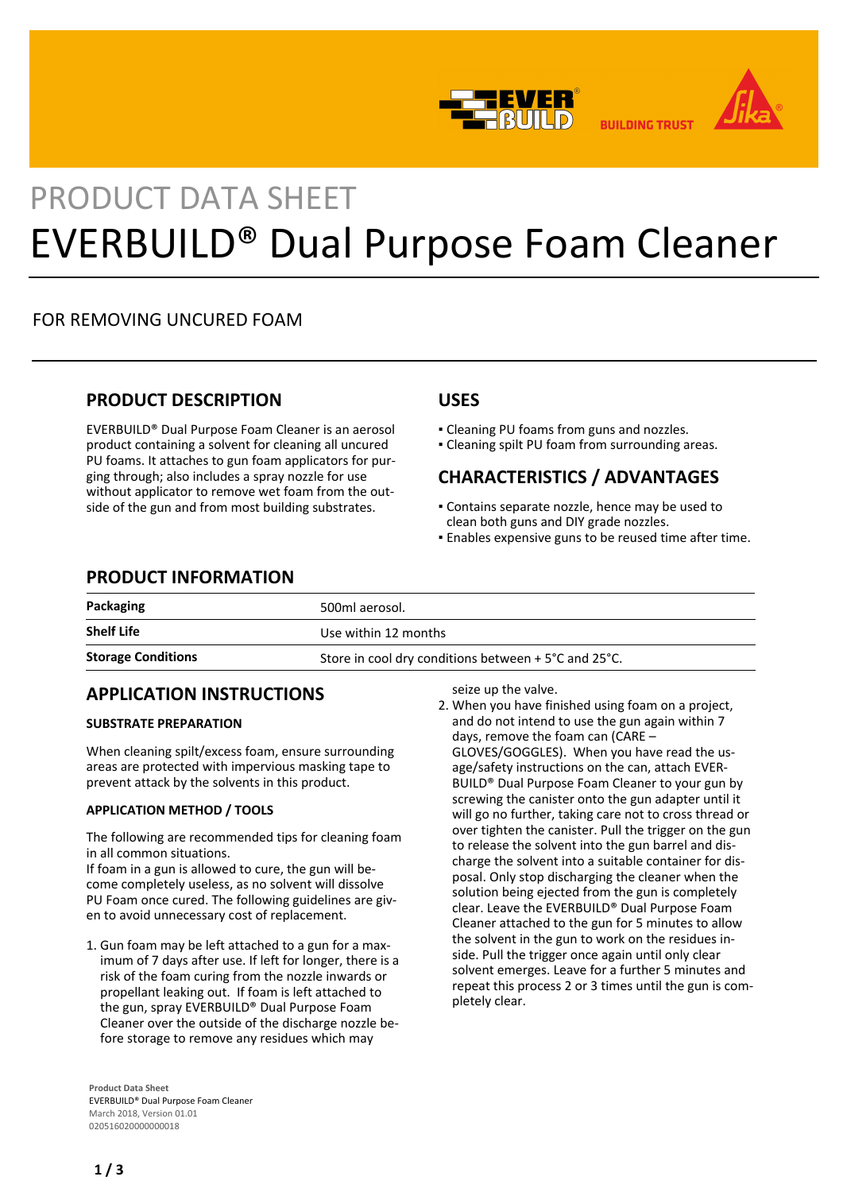PRODUCT DATA SHEET

# EVERBUILD® Dual Purpose Foam Cleaner

FOR REMOVING UNCURED FOAM

## PRODUCT DESCRIPTION

EVERBUILD® Dual Purpose Foam Cleaner is an aerosol product containing a solvent for cleaning all uncured PU foams. It attaches to gun foam applicators for purging through; also includes a spray nozzle for use without applicator to remove wet foam from the outside of the gun and from most building substrates.

## USES

- Cleaning PU foams from guns and nozzles.
- Cleaning spilt PU foam from surrounding areas.

## CHARACTERISTICS / ADVANTAGES

- Contains separate nozzle, hence may be used to clean both guns and DIY grade nozzles.
- Enables expensive guns to be reused time after time.

## PRODUCT INFORMATION

| | |
|---|---|
| **Packaging** | 500ml aerosol. |
| **Shelf Life** | Use within 12 months |
| **Storage Conditions** | Store in cool dry conditions between + 5°C and 25°C. |

## APPLICATION INSTRUCTIONS

### SUBSTRATE PREPARATION

When cleaning spilt/excess foam, ensure surrounding areas are protected with impervious masking tape to prevent attack by the solvents in this product.

### APPLICATION METHOD / TOOLS

The following are recommended tips for cleaning foam in all common situations.
If foam in a gun is allowed to cure, the gun will become completely useless, as no solvent will dissolve PU Foam once cured. The following guidelines are given to avoid unnecessary cost of replacement.

1. Gun foam may be left attached to a gun for a maximum of 7 days after use. If left for longer, there is a risk of the foam curing from the nozzle inwards or propellant leaking out. If foam is left attached to the gun, spray EVERBUILD® Dual Purpose Foam Cleaner over the outside of the discharge nozzle before storage to remove any residues which may seize up the valve.
2. When you have finished using foam on a project, and do not intend to use the gun again within 7 days, remove the foam can (CARE – GLOVES/GOGGLES). When you have read the usage/safety instructions on the can, attach EVERBUILD® Dual Purpose Foam Cleaner to your gun by screwing the canister onto the gun adapter until it will go no further, taking care not to cross thread or over tighten the canister. Pull the trigger on the gun to release the solvent into the gun barrel and discharge the solvent into a suitable container for disposal. Only stop discharging the cleaner when the solution being ejected from the gun is completely clear. Leave the EVERBUILD® Dual Purpose Foam Cleaner attached to the gun for 5 minutes to allow the solvent in the gun to work on the residues inside. Pull the trigger once again until only clear solvent emerges. Leave for a further 5 minutes and repeat this process 2 or 3 times until the gun is completely clear.

**Product Data Sheet**
EVERBUILD® Dual Purpose Foam Cleaner
March 2018, Version 01.01
020516020000000018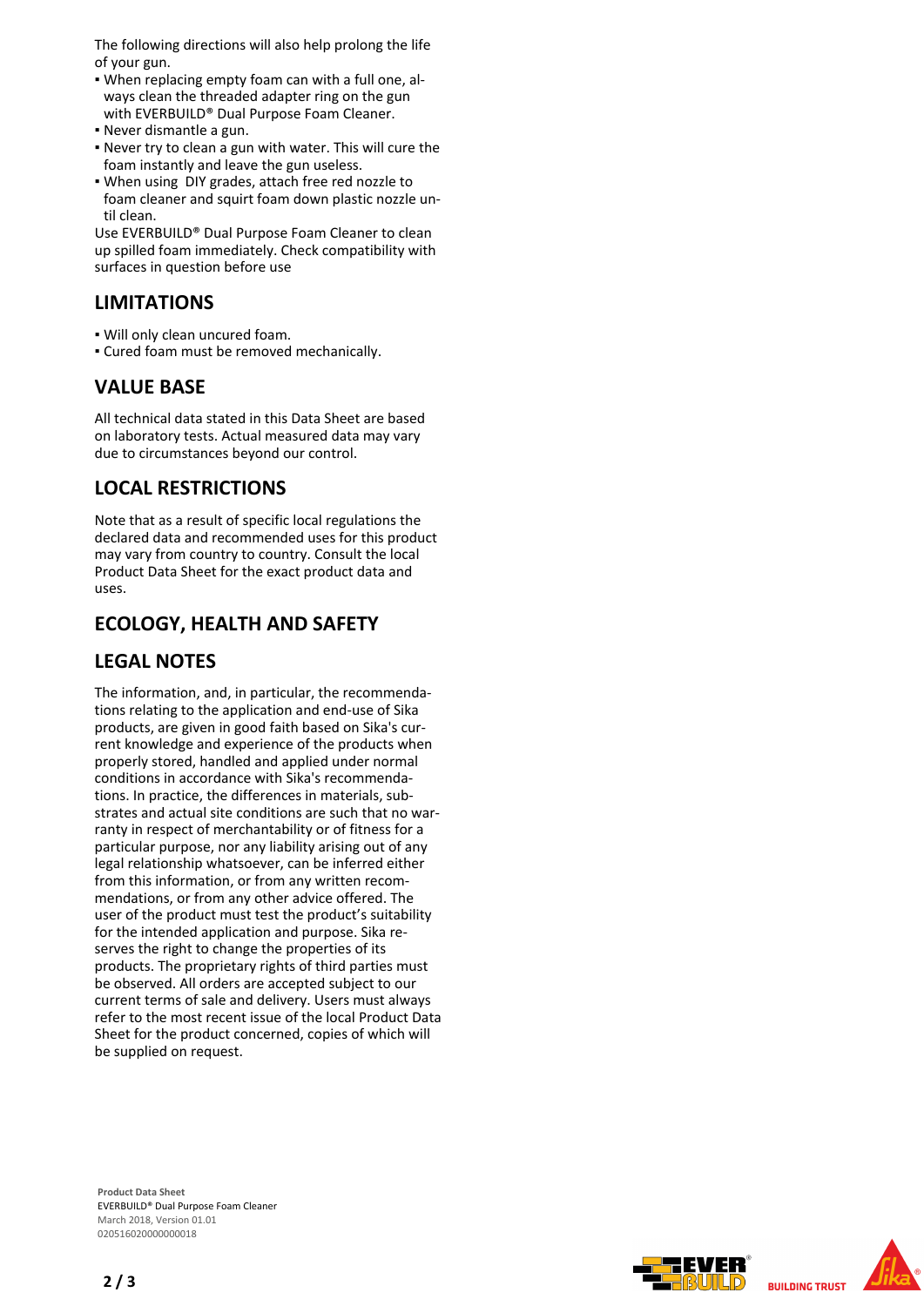The following directions will also help prolong the life of your gun.

- When replacing empty foam can with a full one, always clean the threaded adapter ring on the gun with EVERBUILD® Dual Purpose Foam Cleaner.
- Never dismantle a gun.
- Never try to clean a gun with water. This will cure the foam instantly and leave the gun useless.
- When using DIY grades, attach free red nozzle to foam cleaner and squirt foam down plastic nozzle until clean.

Use EVERBUILD® Dual Purpose Foam Cleaner to clean up spilled foam immediately. Check compatibility with surfaces in question before use

## LIMITATIONS

- Will only clean uncured foam.
- Cured foam must be removed mechanically.

## VALUE BASE

All technical data stated in this Data Sheet are based on laboratory tests. Actual measured data may vary due to circumstances beyond our control.

## LOCAL RESTRICTIONS

Note that as a result of specific local regulations the declared data and recommended uses for this product may vary from country to country. Consult the local Product Data Sheet for the exact product data and uses.

## ECOLOGY, HEALTH AND SAFETY

## LEGAL NOTES

The information, and, in particular, the recommendations relating to the application and end-use of Sika products, are given in good faith based on Sika's current knowledge and experience of the products when properly stored, handled and applied under normal conditions in accordance with Sika's recommendations. In practice, the differences in materials, substrates and actual site conditions are such that no warranty in respect of merchantability or of fitness for a particular purpose, nor any liability arising out of any legal relationship whatsoever, can be inferred either from this information, or from any written recommendations, or from any other advice offered. The user of the product must test the product's suitability for the intended application and purpose. Sika reserves the right to change the properties of its products. The proprietary rights of third parties must be observed. All orders are accepted subject to our current terms of sale and delivery. Users must always refer to the most recent issue of the local Product Data Sheet for the product concerned, copies of which will be supplied on request.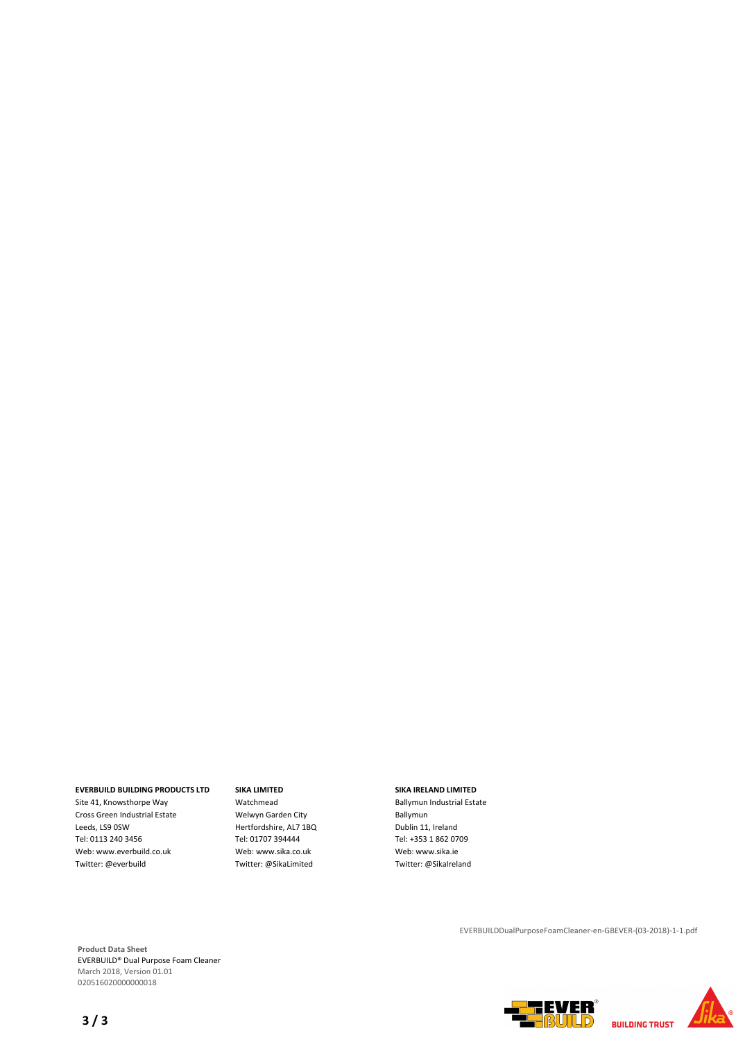**EVERBUILD BUILDING PRODUCTS LTD**
Site 41, Knowsthorpe Way
Cross Green Industrial Estate
Leeds, LS9 0SW
Tel: 0113 240 3456
Web: www.everbuild.co.uk
Twitter: @everbuild

**SIKA LIMITED**
Watchmead
Welwyn Garden City
Hertfordshire, AL7 1BQ
Tel: 01707 394444
Web: www.sika.co.uk
Twitter: @SikaLimited

**SIKA IRELAND LIMITED**
Ballymun Industrial Estate
Ballymun
Dublin 11, Ireland
Tel: +353 1 862 0709
Web: www.sika.ie
Twitter: @SikaIreland

EVERBUILDDualPurposeFoamCleaner-en-GBEVER-(03-2018)-1-1.pdf

**Product Data Sheet**
EVERBUILD® Dual Purpose Foam Cleaner
March 2018, Version 01.01
020516020000000018